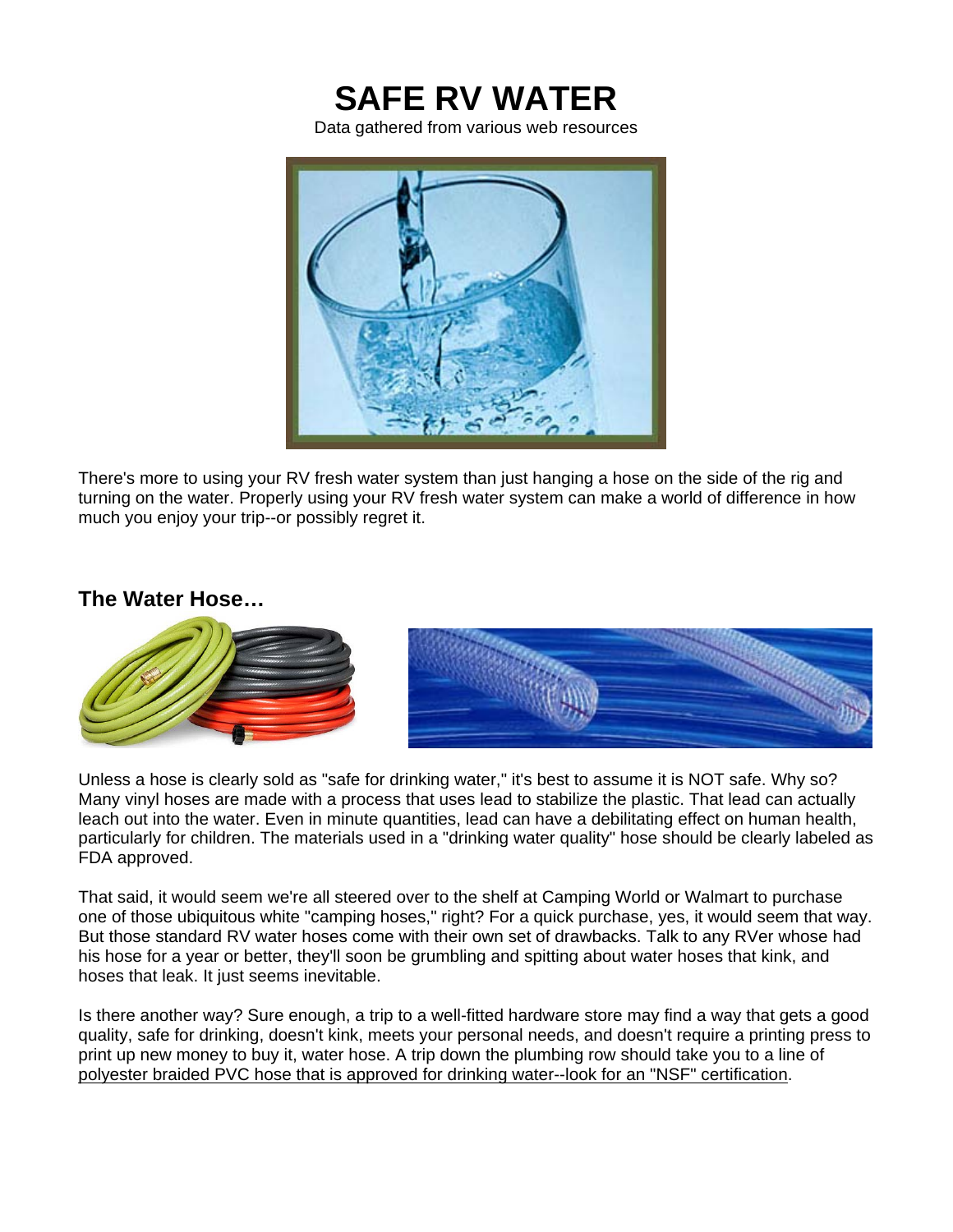# SAFE RV WATER

Data gathered from various web resources

There's more to using your RV fresh water system than just hanging a hose on the side of the rig and turning on the water. Properly using your RV fresh water system can make a world of difference in how much you enjoy your trip--or possibly regret it.

## The Water Hose…

Unless a hose is clearly sold as "safe for drinking water," it's best to assume it is NOT safe. Why so? Many vinyl hoses are made with a process that uses lead to stabilize the plastic. That lead can actually leach out into the water. Even in minute quantities, lead can have a debilitating effect on human health, particularly for children. The materials used in a "drinking water quality" hose should be clearly labeled as FDA approved.

That said, it would seem we're all steered over to the shelf at Camping World or Walmart to purchase one of those ubiquitous white "camping hoses," right? For a quick purchase, yes, it would seem that way. But those standard RV water hoses come with their own set of drawbacks. Talk to any RVer whose had his hose for a year or better, they'll soon be grumbling and spitting about water hoses that kink, and hoses that leak. It just seems inevitable.

Is there another way? Sure enough, a trip to a well-fitted hardware store may find a way that gets a good quality, safe for drinking, doesn't kink, meets your personal needs, and doesn't require a printing press to print up new money to buy it, water hose. A trip down the plumbing row should take you to a line of polyester braided PVC hose that is approved for drinking water--look for an "NSF" certification.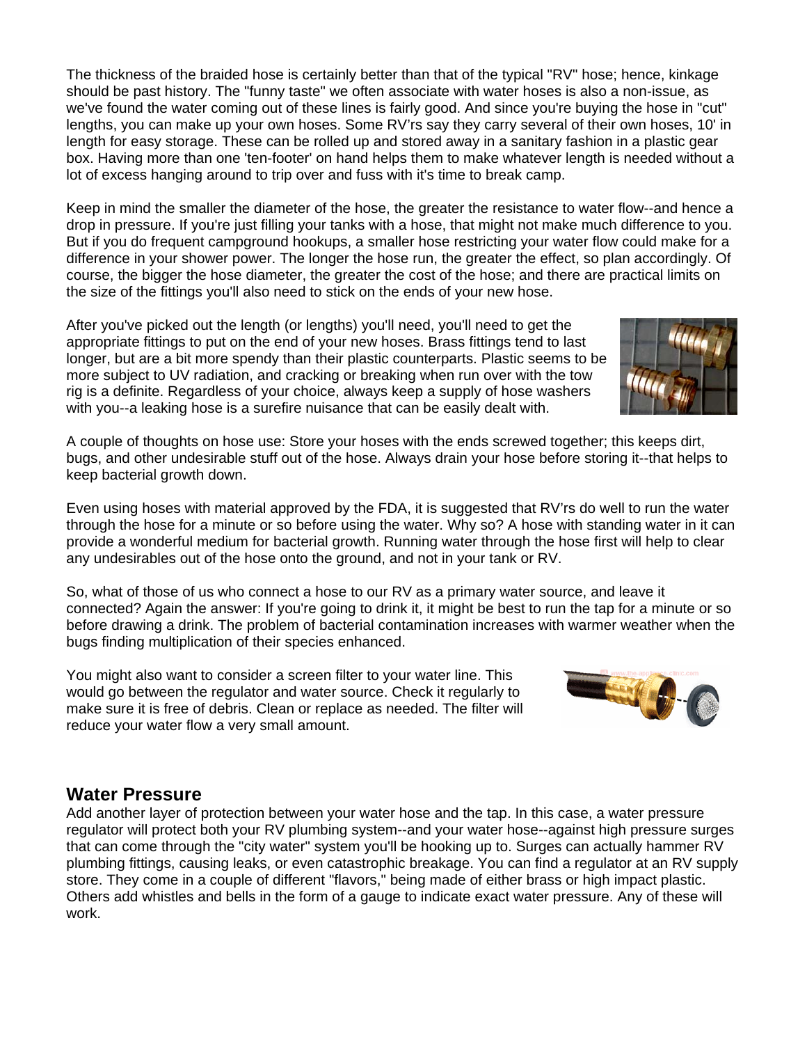The thickness of the braided hose is certainly better than that of the typical "RV" hose; hence, kinkage should be past history. The "funny taste" we often associate with water hoses is also a non-issue, as we've found the water coming out of these lines is fairly good. And since you're buying the hose in "cut" lengths, you can make up your own hoses. Some RV'rs say they carry several of their own hoses, 10' in length for easy storage. These can be rolled up and stored away in a sanitary fashion in a plastic gear box. Having more than one 'ten-footer' on hand helps them to make whatever length is needed without a lot of excess hanging around to trip over and fuss with it's time to break camp.

Keep in mind the smaller the diameter of the hose, the greater the resistance to water flow--and hence a drop in pressure. If you're just filling your tanks with a hose, that might not make much difference to you. But if you do frequent campground hookups, a smaller hose restricting your water flow could make for a difference in your shower power. The longer the hose run, the greater the effect, so plan accordingly. Of course, the bigger the hose diameter, the greater the cost of the hose; and there are practical limits on the size of the fittings you'll also need to stick on the ends of your new hose.

After you've picked out the length (or lengths) you'll need, you'll need to get the appropriate fittings to put on the end of your new hoses. Brass fittings tend to last longer, but are a bit more spendy than their plastic counterparts. Plastic seems to be more subject to UV radiation, and cracking or breaking when run over with the tow rig is a definite. Regardless of your choice, always keep a supply of hose washers with you--a leaking hose is a surefire nuisance that can be easily dealt with.

A couple of thoughts on hose use: Store your hoses with the ends screwed together; this keeps dirt, bugs, and other undesirable stuff out of the hose. Always drain your hose before storing it--that helps to keep bacterial growth down.

Even using hoses with material approved by the FDA, it is suggested that RV'rs do well to run the water through the hose for a minute or so before using the water. Why so? A hose with standing water in it can provide a wonderful medium for bacterial growth. Running water through the hose first will help to clear any undesirables out of the hose onto the ground, and not in your tank or RV.

So, what of those of us who connect a hose to our RV as a primary water source, and leave it connected? Again the answer: If you're going to drink it, it might be best to run the tap for a minute or so before drawing a drink. The problem of bacterial contamination increases with warmer weather when the bugs finding multiplication of their species enhanced.

You might also want to consider a screen filter to your water line. This would go between the regulator and water source. Check it regularly to make sure it is free of debris. Clean or replace as needed. The filter will reduce your water flow a very small amount.

## Water Pressure

Add another layer of protection between your water hose and the tap. In this case, a water pressure regulator will protect both your RV plumbing system--and your water hose--against high pressure surges that can come through the "city water" system you'll be hooking up to. Surges can actually hammer RV plumbing fittings, causing leaks, or even catastrophic breakage. You can find a regulator at an RV supply store. They come in a couple of different "flavors," being made of either brass or high impact plastic. Others add whistles and bells in the form of a gauge to indicate exact water pressure. Any of these will work.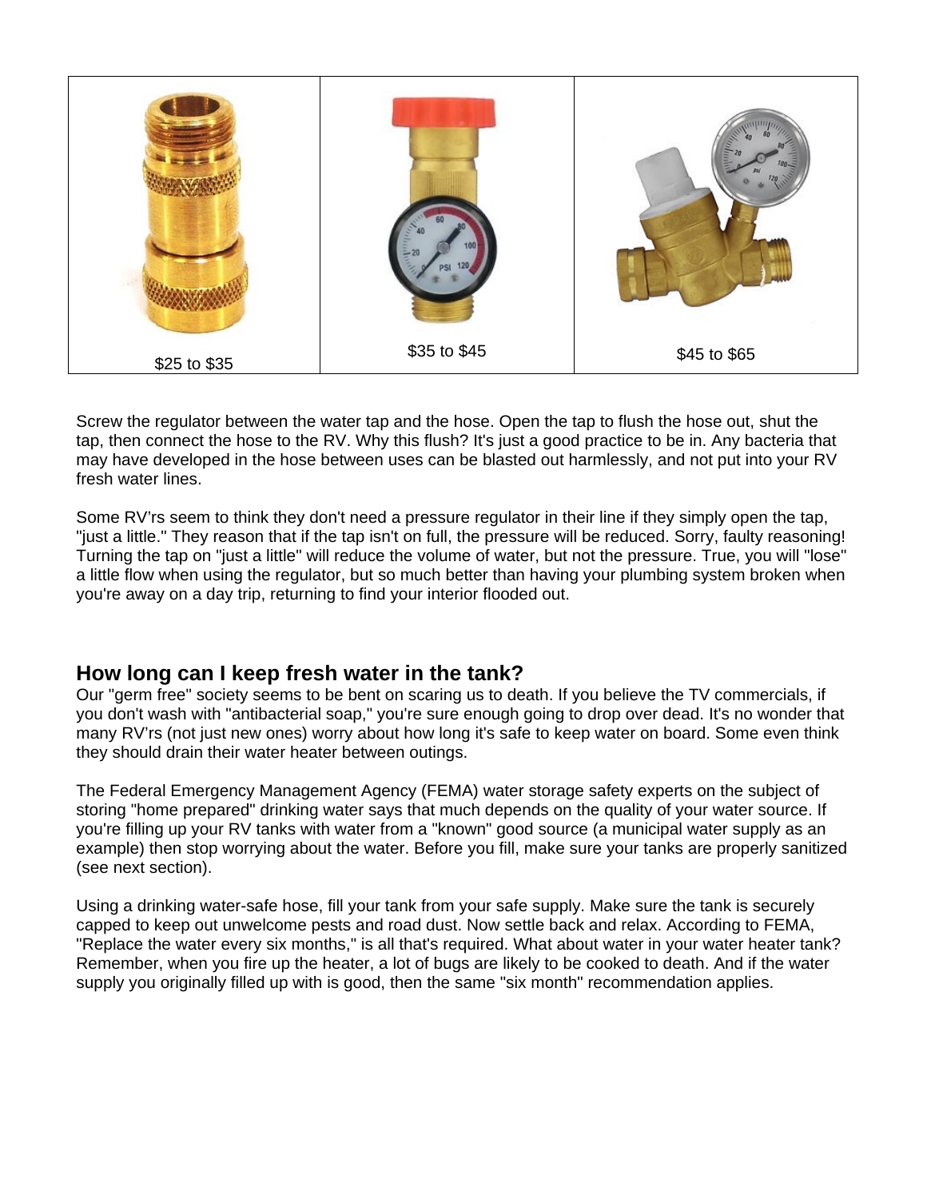| $25 to $35 | $35 to $45 | $45 to $65 |
|---|---|---|

Screw the regulator between the water tap and the hose. Open the tap to flush the hose out, shut the tap, then connect the hose to the RV. Why this flush? It's just a good practice to be in. Any bacteria that may have developed in the hose between uses can be blasted out harmlessly, and not put into your RV fresh water lines.

Some RV'rs seem to think they don't need a pressure regulator in their line if they simply open the tap, "just a little." They reason that if the tap isn't on full, the pressure will be reduced. Sorry, faulty reasoning! Turning the tap on "just a little" will reduce the volume of water, but not the pressure. True, you will "lose" a little flow when using the regulator, but so much better than having your plumbing system broken when you're away on a day trip, returning to find your interior flooded out.

## How long can I keep fresh water in the tank?

Our "germ free" society seems to be bent on scaring us to death. If you believe the TV commercials, if you don't wash with "antibacterial soap," you're sure enough going to drop over dead. It's no wonder that many RV'rs (not just new ones) worry about how long it's safe to keep water on board. Some even think they should drain their water heater between outings.

The Federal Emergency Management Agency (FEMA) water storage safety experts on the subject of storing "home prepared" drinking water says that much depends on the quality of your water source. If you're filling up your RV tanks with water from a "known" good source (a municipal water supply as an example) then stop worrying about the water. Before you fill, make sure your tanks are properly sanitized (see next section).

Using a drinking water-safe hose, fill your tank from your safe supply. Make sure the tank is securely capped to keep out unwelcome pests and road dust. Now settle back and relax. According to FEMA, "Replace the water every six months," is all that's required. What about water in your water heater tank? Remember, when you fire up the heater, a lot of bugs are likely to be cooked to death. And if the water supply you originally filled up with is good, then the same "six month" recommendation applies.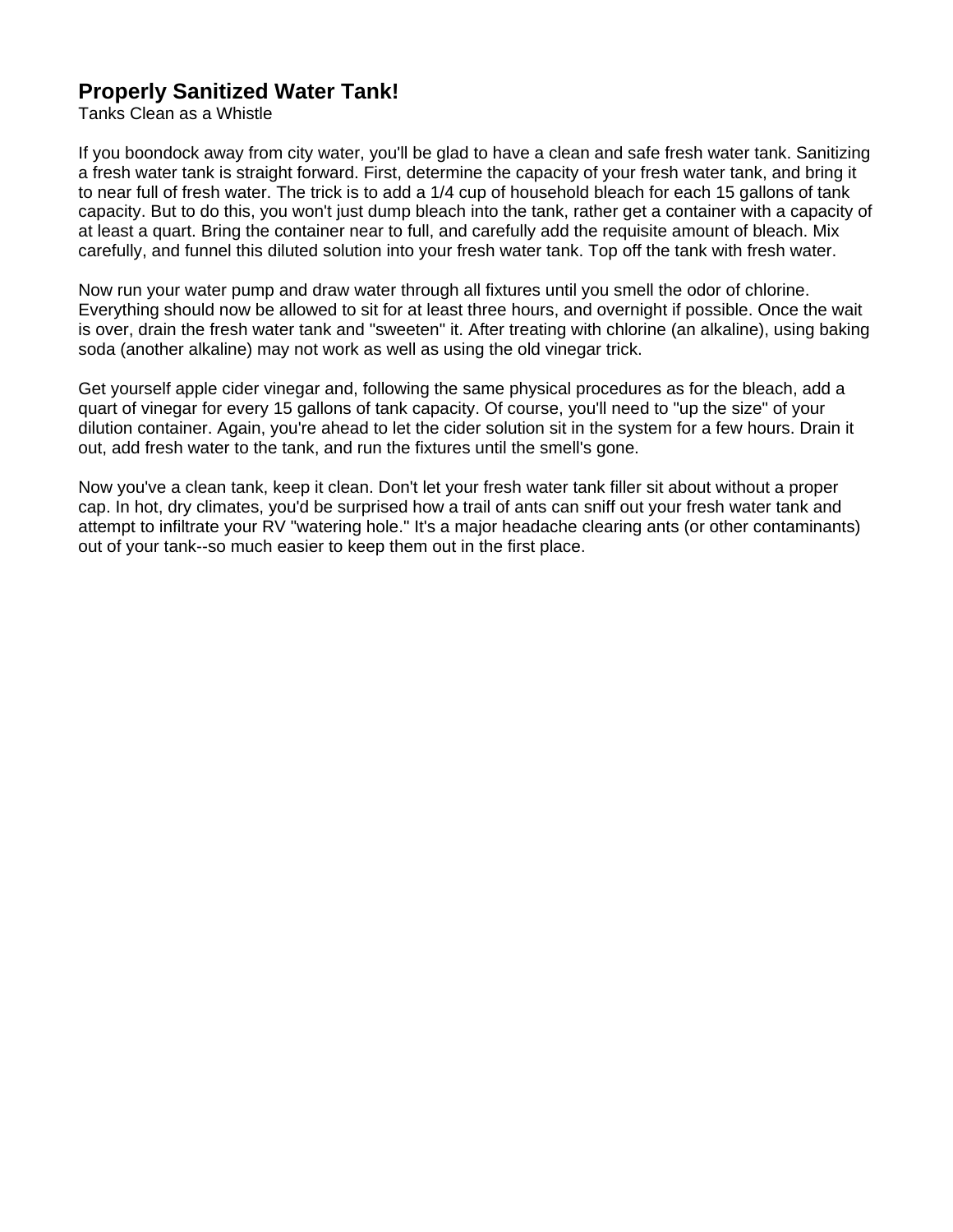## Properly Sanitized Water Tank!

Tanks Clean as a Whistle

If you boondock away from city water, you'll be glad to have a clean and safe fresh water tank. Sanitizing a fresh water tank is straight forward. First, determine the capacity of your fresh water tank, and bring it to near full of fresh water. The trick is to add a 1/4 cup of household bleach for each 15 gallons of tank capacity. But to do this, you won't just dump bleach into the tank, rather get a container with a capacity of at least a quart. Bring the container near to full, and carefully add the requisite amount of bleach. Mix carefully, and funnel this diluted solution into your fresh water tank. Top off the tank with fresh water.

Now run your water pump and draw water through all fixtures until you smell the odor of chlorine. Everything should now be allowed to sit for at least three hours, and overnight if possible. Once the wait is over, drain the fresh water tank and "sweeten" it. After treating with chlorine (an alkaline), using baking soda (another alkaline) may not work as well as using the old vinegar trick.

Get yourself apple cider vinegar and, following the same physical procedures as for the bleach, add a quart of vinegar for every 15 gallons of tank capacity. Of course, you'll need to "up the size" of your dilution container. Again, you're ahead to let the cider solution sit in the system for a few hours. Drain it out, add fresh water to the tank, and run the fixtures until the smell's gone.

Now you've a clean tank, keep it clean. Don't let your fresh water tank filler sit about without a proper cap. In hot, dry climates, you'd be surprised how a trail of ants can sniff out your fresh water tank and attempt to infiltrate your RV "watering hole." It's a major headache clearing ants (or other contaminants) out of your tank--so much easier to keep them out in the first place.